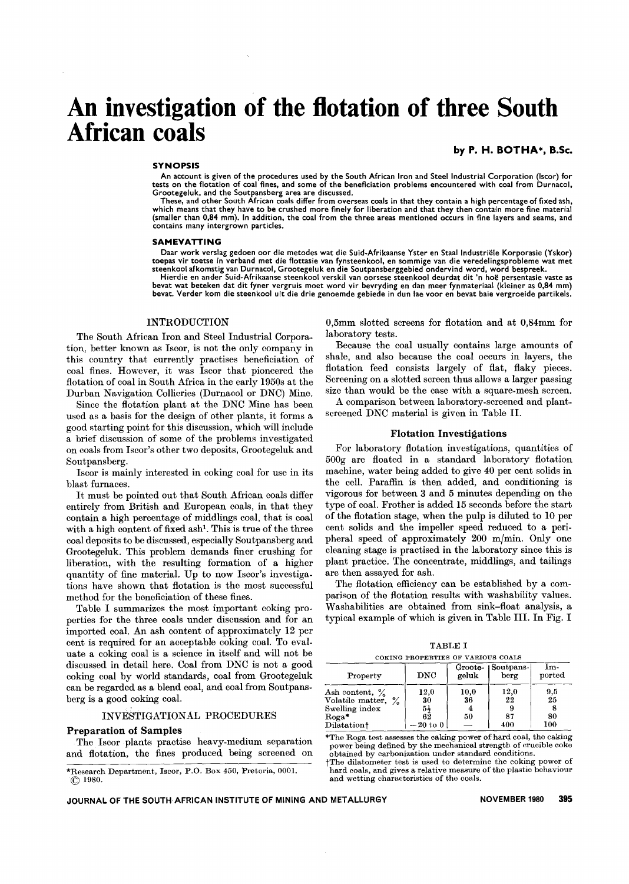# An investigation of the flotation of three South African coals

**by P. H. BOTHA\*, B.Sc.**

### SYNOPSIS

An account is given of the procedures used by the South African Iron and Steel Industrial Corporation (Iscor) for tests on the flotation of coal fines, and some of the beneficiation problems encountered with coal from Durnacol, Grootegeluk, and the Soutpansberg area are discussed.

These, and other South African coals differ from overseas coals in that they contain a high percentage of fixed ash, which means that they have to be crushed more finely for liberation and that they then contain more fine material (smaller than 0,84 mm). In addition, the coal from the three areas mentioned occurs in fine layers and seams, and contains many intergrown particles.

### SAMEVATTING

Daar work verslag gedoen oor die metodes wat die Suid-Afrikaanse Yster en Staal Industriële Korporasie (Yskor) toepas vir toetse in verband met die flottasie van fynsteenkool, en sommige van die veredelingsprobleme wat met steenkool afkomstig van Durnacol, Grootegeluk en die Soutpansberggebied ondervind word, word bespreek.

Hierdie en ander Suid-Afrikaanse steenkool verskil van oorsese steenkool deurdat dit 'n hoë persentasie vaste as bevat wat beteken dat dit fyner vergruis moet word vir bevryding en dan meer fynmateriaal (kleiner as 0,84 mm) bevat. Verder kom die steenkool uit die drie genoemde gebiede in dun lae voor en bevat baie vergroeide partikels.

## INTRODUCTION

The South African Iron and Steel Industrial Corporation, better known as Iscor, is not the only company in this country that currently practises beneficiation of coal fines. However, it was Iscor that pioneered the flotation of coal in South Africa in the early 1950s at the Durban Navigation Collieries (Durnacol or DNC) Mine.

Since the flotation plant at the DNC Mine has been used as a basis for the design of other plants, it forms a good starting point for this discussion, which will include a brief discussion of some of the problems investigated on coals from Iscor's other two deposits, Grootegeluk and Soutpansberg.

Iscor is mainly interested in coking coal for use in its blast furnaces.

It must be pointed out that South African coals differ entirely from British and European coals, in that they contain a high percentage of middlings coal, that is coal with a high content of fixed ash[1]. This is true of the three coal deposits to be discussed, especially Soutpansberg and Grootegeluk. This problem demands finer crushing for liberation, with the resulting formation of a higher quantity of fine material. Up to now Iscor's investigations have shown that flotation is the most successful method for the beneficiation of these fines.

Table I summarizes the most important coking properties for the three coals under discussion and for an imported coal. An ash content of approximately 12 per cent is required for an acceptable coking coal. To evaluate a coking coal is a science in itself and will not be discussed in detail here. Coal from DNC is not a good coking coal by world standards, coal from Grootegeluk can be regarded as a blend coal, and coal from Soutpansberg is a good coking coal.

## INVESTIGATIONAL PROCEDURES

### Preparation of Samples

The Iscor plants practise heavy-medium separation and flotation, the fines produced being screened on 0,5mm slotted screens for flotation and at 0,84mm for laboratory tests.

Because the coal usually contains large amounts of shale, and also because the coal occurs in layers, the flotation feed consists largely of flat, flaky pieces. Screening on a slotted screen thus allows a larger passing size than would be the case with a square-mesh screen.

A comparison between laboratory-screened and plant-screened DNC material is given in Table II.

### Flotation Investigations

For laboratory flotation investigations, quantities of 500g are floated in a standard laboratory flotation machine, water being added to give 40 per cent solids in the cell. Paraffin is then added, and conditioning is vigorous for between 3 and 5 minutes depending on the type of coal. Frother is added 15 seconds before the start of the flotation stage, when the pulp is diluted to 10 per cent solids and the impeller speed reduced to a peripheral speed of approximately 200 m/min. Only one cleaning stage is practised in the laboratory since this is plant practice. The concentrate, middlings, and tailings are then assayed for ash.

The flotation efficiency can be established by a comparison of the flotation results with washability values. Washabilities are obtained from sink–float analysis, a typical example of which is given in Table III. In Fig. 1

TABLE I

COKING PROPERTIES OF VARIOUS COALS

| Property | DNC | Grootegeluk | Soutpansberg | Imported |
|---|---|---|---|---|
| Ash content, % | 12,0 | 10,0 | 12,0 | 9,5 |
| Volatile matter, % | 30 | 36 | 22 | 25 |
| Swelling index | 5½ | 4 | 9 | 8 |
| Roga* | 62 | 50 | 87 | 80 |
| Dilatation† | −20 to 0 | — | 400 | 100 |

\*The Roga test assesses the caking power of hard coal, the caking power being defined by the mechanical strength of crucible coke obtained by carbonization under standard conditions.

†The dilatometer test is used to determine the coking power of hard coals, and gives a relative measure of the plastic behaviour and wetting characteristics of the coals.

\*Research Department, Iscor, P.O. Box 450, Pretoria, 0001.
© 1980.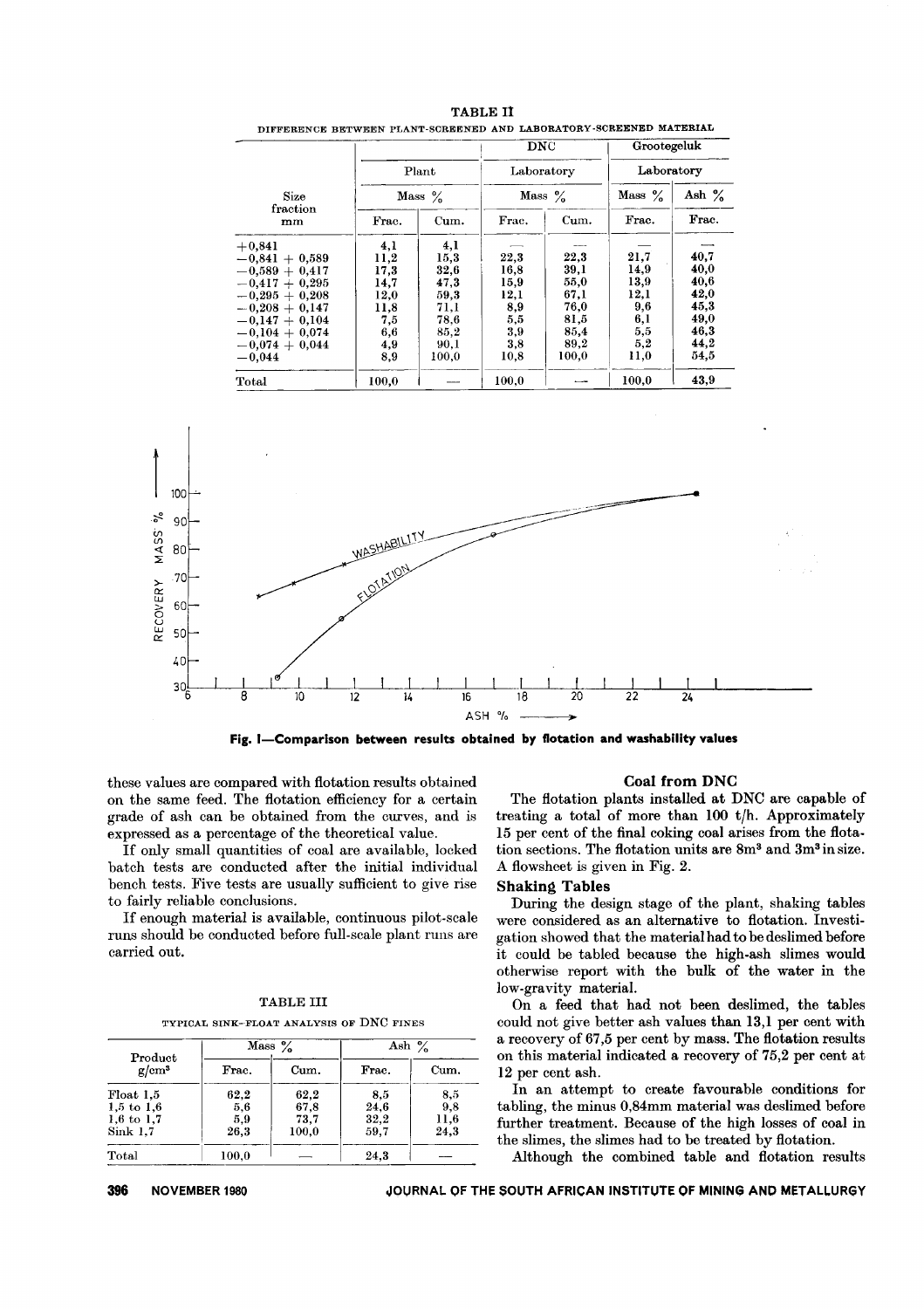TABLE II

DIFFERENCE BETWEEN PLANT-SCREENED AND LABORATORY-SCREENED MATERIAL

| Size fraction mm | DNC | | | | Grootegeluk | |
|---|---|---|---|---|---|---|
| | Plant | | Laboratory | | Laboratory | |
| | Mass % | | Mass % | | Mass % | Ash % |
| | Frac. | Cum. | Frac. | Cum. | Frac. | Frac. |
| +0,841 | 4,1 | 4,1 | — | — | — | — |
| −0,841 + 0,589 | 11,2 | 15,3 | 22,3 | 22,3 | 21,7 | 40,7 |
| −0,589 + 0,417 | 17,3 | 32,6 | 16,8 | 39,1 | 14,9 | 40,0 |
| −0,417 + 0,295 | 14,7 | 47,3 | 15,9 | 55,0 | 13,9 | 40,6 |
| −0,295 + 0,208 | 12,0 | 59,3 | 12,1 | 67,1 | 12,1 | 42,0 |
| −0,208 + 0,147 | 11,8 | 71,1 | 8,9 | 76,0 | 9,6 | 45,3 |
| −0,147 + 0,104 | 7,5 | 78,6 | 5,5 | 81,5 | 6,1 | 49,0 |
| −0,104 + 0,074 | 6,6 | 85,2 | 3,9 | 85,4 | 5,5 | 46,3 |
| −0,074 + 0,044 | 4,9 | 90,1 | 3,8 | 89,2 | 5,2 | 44,2 |
| −0,044 | 8,9 | 100,0 | 10,8 | 100,0 | 11,0 | 54,5 |
| Total | 100,0 | — | 100,0 | — | 100,0 | 43,9 |

**Fig. 1—Comparison between results obtained by flotation and washability values**

these values are compared with flotation results obtained on the same feed. The flotation efficiency for a certain grade of ash can be obtained from the curves, and is expressed as a percentage of the theoretical value.

If only small quantities of coal are available, locked batch tests are conducted after the initial individual bench tests. Five tests are usually sufficient to give rise to fairly reliable conclusions.

If enough material is available, continuous pilot-scale runs should be conducted before full-scale plant runs are carried out.

TABLE III

TYPICAL SINK-FLOAT ANALYSIS OF DNC FINES

| Product g/cm³ | Mass % | | Ash % | |
|---|---|---|---|---|
| | Frac. | Cum. | Frac. | Cum. |
| Float 1,5 | 62,2 | 62,2 | 8,5 | 8,5 |
| 1,5 to 1,6 | 5,6 | 67,8 | 24,6 | 9,8 |
| 1,6 to 1,7 | 5,9 | 73,7 | 32,2 | 11,6 |
| Sink 1,7 | 26,3 | 100,0 | 59,7 | 24,3 |
| Total | 100,0 | — | 24,3 | — |

## Coal from DNC

The flotation plants installed at DNC are capable of treating a total of more than 100 t/h. Approximately 15 per cent of the final coking coal arises from the flotation sections. The flotation units are 8m³ and 3m³ in size. A flowsheet is given in Fig. 2.

### Shaking Tables

During the design stage of the plant, shaking tables were considered as an alternative to flotation. Investigation showed that the material had to be deslimed before it could be tabled because the high-ash slimes would otherwise report with the bulk of the water in the low-gravity material.

On a feed that had not been deslimed, the tables could not give better ash values than 13,1 per cent with a recovery of 67,5 per cent by mass. The flotation results on this material indicated a recovery of 75,2 per cent at 12 per cent ash.

In an attempt to create favourable conditions for tabling, the minus 0,84mm material was deslimed before further treatment. Because of the high losses of coal in the slimes, the slimes had to be treated by flotation.

Although the combined table and flotation results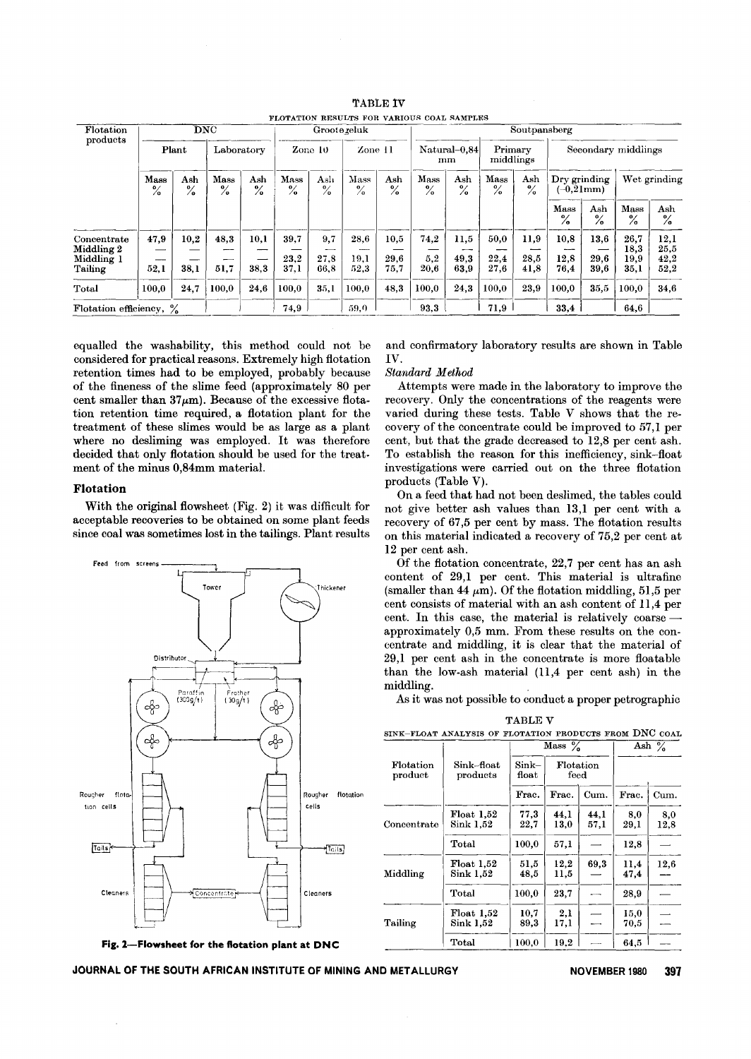TABLE IV

FLOTATION RESULTS FOR VARIOUS COAL SAMPLES

| Flotation products | DNC | | | | Grootegeluk | | | | Soutpansberg | | | | | | | |
|---|---|---|---|---|---|---|---|---|---|---|---|---|---|---|---|---|
| | Plant | | Laboratory | | Zone 10 | | Zone 11 | | Natural–0,84 mm | | Primary middlings | | Secondary middlings | | | |
| | | | | | | | | | | | | | Dry grinding (–0,21mm) | | Wet grinding | |
| | Mass % | Ash % | Mass % | Ash % | Mass % | Ash % | Mass % | Ash % | Mass % | Ash % | Mass % | Ash % | Mass % | Ash % | Mass % | Ash % |
| Concentrate | 47,9 | 10,2 | 48,3 | 10,1 | 39,7 | 9,7 | 28,6 | 10,5 | 74,2 | 11,5 | 50,0 | 11,9 | 10,8 | 13,6 | 26,7 | 12,1 |
| Middling 2 | — | — | — | — | — | — | — | — | — | — | — | — | — | — | 18,3 | 25,5 |
| Middling 1 | — | — | — | — | 23,2 | 27,8 | 19,1 | 29,6 | 5,2 | 49,3 | 22,4 | 28,5 | 12,8 | 29,6 | 19,9 | 42,2 |
| Tailing | 52,1 | 38,1 | 51,7 | 38,3 | 37,1 | 66,8 | 52,3 | 75,7 | 20,6 | 63,9 | 27,6 | 41,8 | 76,4 | 39,6 | 35,1 | 52,2 |
| Total | 100,0 | 24,7 | 100,0 | 24,6 | 100,0 | 35,1 | 100,0 | 48,3 | 100,0 | 24,3 | 100,0 | 23,9 | 100,0 | 35,5 | 100,0 | 34,6 |
| Flotation efficiency, % | | | | | 74,9 | | 59,0 | | 93,3 | | 71,9 | | 33,4 | | 64,6 | |

equalled the washability, this method could not be considered for practical reasons. Extremely high flotation retention times had to be employed, probably because of the fineness of the slime feed (approximately 80 per cent smaller than 37μm). Because of the excessive flotation retention time required, a flotation plant for the treatment of these slimes would be as large as a plant where no desliming was employed. It was therefore decided that only flotation should be used for the treatment of the minus 0,84mm material.

## Flotation

With the original flowsheet (Fig. 2) it was difficult for acceptable recoveries to be obtained on some plant feeds since coal was sometimes lost in the tailings. Plant results and confirmatory laboratory results are shown in Table IV.

Fig. 2—Flowsheet for the flotation plant at DNC

*Standard Method*

Attempts were made in the laboratory to improve the recovery. Only the concentrations of the reagents were varied during these tests. Table V shows that the recovery of the concentrate could be improved to 57,1 per cent, but that the grade decreased to 12,8 per cent ash. To establish the reason for this inefficiency, sink–float investigations were carried out on the three flotation products (Table V).

On a feed that had not been deslimed, the tables could not give better ash values than 13,1 per cent with a recovery of 67,5 per cent by mass. The flotation results on this material indicated a recovery of 75,2 per cent at 12 per cent ash.

Of the flotation concentrate, 22,7 per cent has an ash content of 29,1 per cent. This material is ultrafine (smaller than 44 μm). Of the flotation middling, 51,5 per cent consists of material with an ash content of 11,4 per cent. In this case, the material is relatively coarse — approximately 0,5 mm. From these results on the concentrate and middling, it is clear that the material of 29,1 per cent ash in the concentrate is more floatable than the low-ash material (11,4 per cent ash) in the middling.

As it was not possible to conduct a proper petrographic

TABLE V

SINK–FLOAT ANALYSIS OF FLOTATION PRODUCTS FROM DNC COAL

| Flotation product | Sink–float products | Mass % | | | Ash % | |
|---|---|---|---|---|---|---|
| | | Sink–float | Flotation feed | | | |
| | | Frac. | Frac. | Cum. | Frac. | Cum. |
| Concentrate | Float 1,52 | 77,3 | 44,1 | 44,1 | 8,0 | 8,0 |
| | Sink 1,52 | 22,7 | 13,0 | 57,1 | 29,1 | 12,8 |
| | Total | 100,0 | 57,1 | — | 12,8 | — |
| Middling | Float 1,52 | 51,5 | 12,2 | 69,3 | 11,4 | 12,6 |
| | Sink 1,52 | 48,5 | 11,5 | — | 47,4 | — |
| | Total | 100,0 | 23,7 | — | 28,9 | — |
| Tailing | Float 1,52 | 10,7 | 2,1 | — | 15,0 | — |
| | Sink 1,52 | 89,3 | 17,1 | — | 70,5 | — |
| | Total | 100,0 | 19,2 | — | 64,5 | — |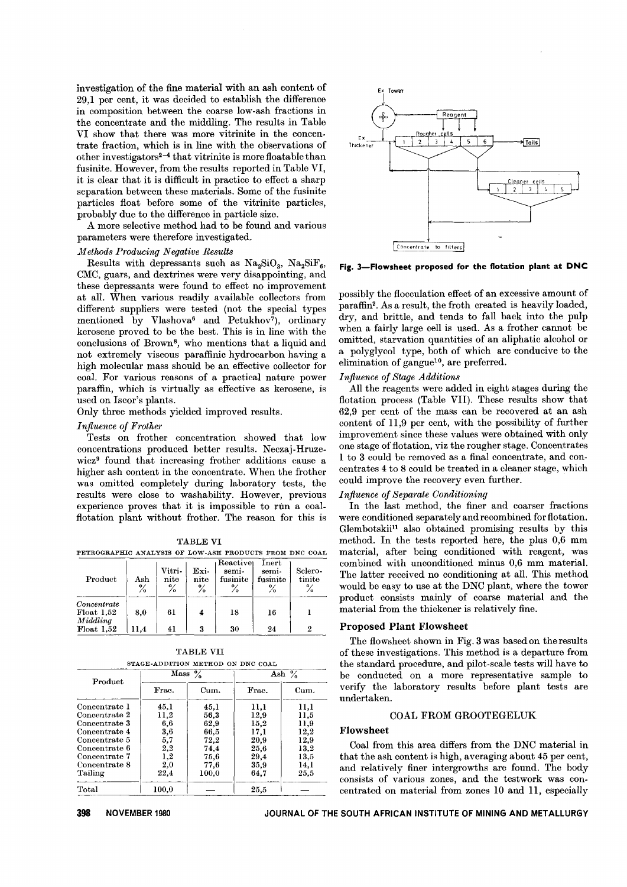investigation of the fine material with an ash content of 29,1 per cent, it was decided to establish the difference in composition between the coarse low-ash fractions in the concentrate and the middling. The results in Table VI show that there was more vitrinite in the concentrate fraction, which is in line with the observations of other investigators[2–4] that vitrinite is more floatable than fusinite. However, from the results reported in Table VI, it is clear that it is difficult in practice to effect a sharp separation between these materials. Some of the fusinite particles float before some of the vitrinite particles, probably due to the difference in particle size.

A more selective method had to be found and various parameters were therefore investigated.

*Methods Producing Negative Results*

Results with depressants such as $Na_2SiO_3$, $Na_2SiF_6$, CMC, guars, and dextrines were very disappointing, and these depressants were found to effect no improvement at all. When various readily available collectors from different suppliers were tested (not the special types mentioned by Vlashova[6] and Petukhov[7]), ordinary kerosene proved to be the best. This is in line with the conclusions of Brown[8], who mentions that a liquid and not extremely viscous paraffinic hydrocarbon having a high molecular mass should be an effective collector for coal. For various reasons of a practical nature power paraffin, which is virtually as effective as kerosene, is used on Iscor's plants.

Only three methods yielded improved results.

*Influence of Frother*

Tests on frother concentration showed that low concentrations produced better results. Neczaj-Hruzewicz[9] found that increasing frother additions cause a higher ash content in the concentrate. When the frother was omitted completely during laboratory tests, the results were close to washability. However, previous experience proves that it is impossible to run a coal-flotation plant without frother. The reason for this is possibly the flocculation effect of an excessive amount of paraffin[2]. As a result, the froth created is heavily loaded, dry, and brittle, and tends to fall back into the pulp when a fairly large cell is used. As a frother cannot be omitted, starvation quantities of an aliphatic alcohol or a polyglycol type, both of which are conducive to the elimination of gangue[10], are preferred.

TABLE VI

PETROGRAPHIC ANALYSIS OF LOW-ASH PRODUCTS FROM DNC COAL

| Product | Ash % | Vitrinite % | Exinite % | Reactive semi-fusinite % | Inert semi-fusinite % | Sclerotinite % |
|---|---|---|---|---|---|---|
| *Concentrate* Float 1,52 | 8,0 | 61 | 4 | 18 | 16 | 1 |
| *Middling* Float 1,52 | 11,4 | 41 | 3 | 30 | 24 | 2 |

TABLE VII

STAGE-ADDITION METHOD ON DNC COAL

| Product | Mass % | | Ash % | |
|---|---|---|---|---|
| | Frac. | Cum. | Frac. | Cum. |
| Concentrate 1 | 45,1 | 45,1 | 11,1 | 11,1 |
| Concentrate 2 | 11,2 | 56,3 | 12,9 | 11,5 |
| Concentrate 3 | 6,6 | 62,9 | 15,2 | 11,9 |
| Concentrate 4 | 3,6 | 66,5 | 17,1 | 12,2 |
| Concentrate 5 | 5,7 | 72,2 | 20,9 | 12,9 |
| Concentrate 6 | 2,2 | 74,4 | 25,6 | 13,2 |
| Concentrate 7 | 1,2 | 75,6 | 29,4 | 13,5 |
| Concentrate 8 | 2,0 | 77,6 | 35,9 | 14,1 |
| Tailing | 22,4 | 100,0 | 64,7 | 25,5 |
| Total | 100,0 | — | 25,5 | — |

*Influence of Stage Additions*

All the reagents were added in eight stages during the flotation process (Table VII). These results show that 62,9 per cent of the mass can be recovered at an ash content of 11,9 per cent, with the possibility of further improvement since these values were obtained with only one stage of flotation, viz the rougher stage. Concentrates 1 to 3 could be removed as a final concentrate, and concentrates 4 to 8 could be treated in a cleaner stage, which could improve the recovery even further.

*Influence of Separate Conditioning*

In the last method, the finer and coarser fractions were conditioned separately and recombined for flotation. Glembotskii[11] also obtained promising results by this method. In the tests reported here, the plus 0,6 mm material, after being conditioned with reagent, was combined with unconditioned minus 0,6 mm material. The latter received no conditioning at all. This method would be easy to use at the DNC plant, where the tower product consists mainly of coarse material and the material from the thickener is relatively fine.

Fig. 3—Flowsheet proposed for the flotation plant at DNC

## Proposed Plant Flowsheet

The flowsheet shown in Fig. 3 was based on the results of these investigations. This method is a departure from the standard procedure, and pilot-scale tests will have to be conducted on a more representative sample to verify the laboratory results before plant tests are undertaken.

## COAL FROM GROOTEGELUK

### Flowsheet

Coal from this area differs from the DNC material in that the ash content is high, averaging about 45 per cent, and relatively finer intergrowths are found. The body consists of various zones, and the testwork was concentrated on material from zones 10 and 11, especially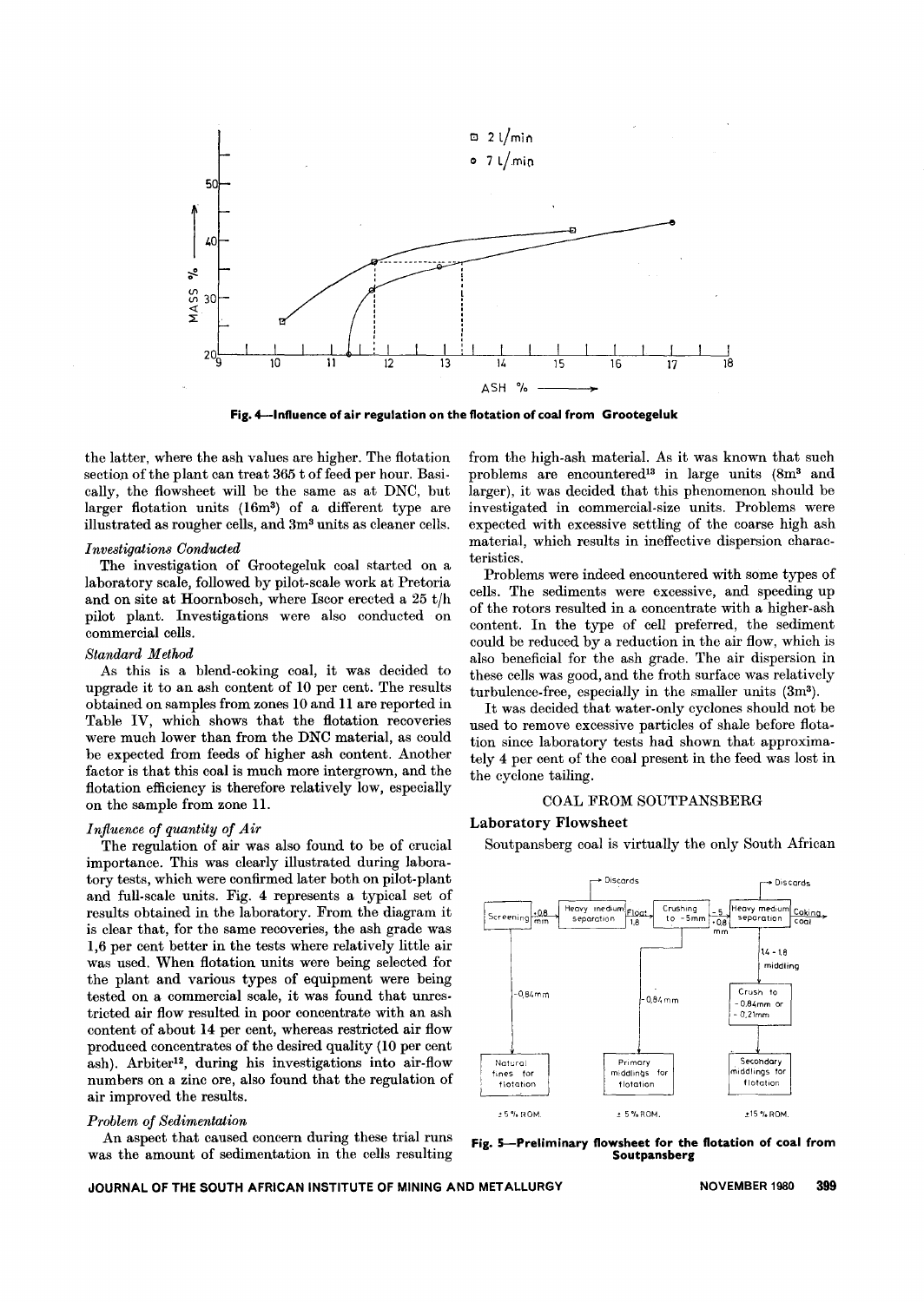Fig. 4—Influence of air regulation on the flotation of coal from Grootegeluk

the latter, where the ash values are higher. The flotation section of the plant can treat 365 t of feed per hour. Basically, the flowsheet will be the same as at DNC, but larger flotation units (16m³) of a different type are illustrated as rougher cells, and 3m³ units as cleaner cells.

*Investigations Conducted*

The investigation of Grootegeluk coal started on a laboratory scale, followed by pilot-scale work at Pretoria and on site at Hoornbosch, where Iscor erected a 25 t/h pilot plant. Investigations were also conducted on commercial cells.

*Standard Method*

As this is a blend-coking coal, it was decided to upgrade it to an ash content of 10 per cent. The results obtained on samples from zones 10 and 11 are reported in Table IV, which shows that the flotation recoveries were much lower than from the DNC material, as could be expected from feeds of higher ash content. Another factor is that this coal is much more intergrown, and the flotation efficiency is therefore relatively low, especially on the sample from zone 11.

*Influence of quantity of Air*

The regulation of air was also found to be of crucial importance. This was clearly illustrated during laboratory tests, which were confirmed later both on pilot-plant and full-scale units. Fig. 4 represents a typical set of results obtained in the laboratory. From the diagram it is clear that, for the same recoveries, the ash grade was 1,6 per cent better in the tests where relatively little air was used. When flotation units were being selected for the plant and various types of equipment were being tested on a commercial scale, it was found that unrestricted air flow resulted in poor concentrate with an ash content of about 14 per cent, whereas restricted air flow produced concentrates of the desired quality (10 per cent ash). Arbiter[12], during his investigations into air-flow numbers on a zinc ore, also found that the regulation of air improved the results.

*Problem of Sedimentation*

An aspect that caused concern during these trial runs was the amount of sedimentation in the cells resulting from the high-ash material. As it was known that such problems are encountered[13] in large units (8m³ and larger), it was decided that this phenomenon should be investigated in commercial-size units. Problems were expected with excessive settling of the coarse high ash material, which results in ineffective dispersion characteristics.

Problems were indeed encountered with some types of cells. The sediments were excessive, and speeding up of the rotors resulted in a concentrate with a higher-ash content. In the type of cell preferred, the sediment could be reduced by a reduction in the air flow, which is also beneficial for the ash grade. The air dispersion in these cells was good, and the froth surface was relatively turbulence-free, especially in the smaller units (3m³).

It was decided that water-only cyclones should not be used to remove excessive particles of shale before flotation since laboratory tests had shown that approximately 4 per cent of the coal present in the feed was lost in the cyclone tailing.

## COAL FROM SOUTPANSBERG

### Laboratory Flowsheet

Soutpansberg coal is virtually the only South African

Fig. 5—Preliminary flowsheet for the flotation of coal from Soutpansberg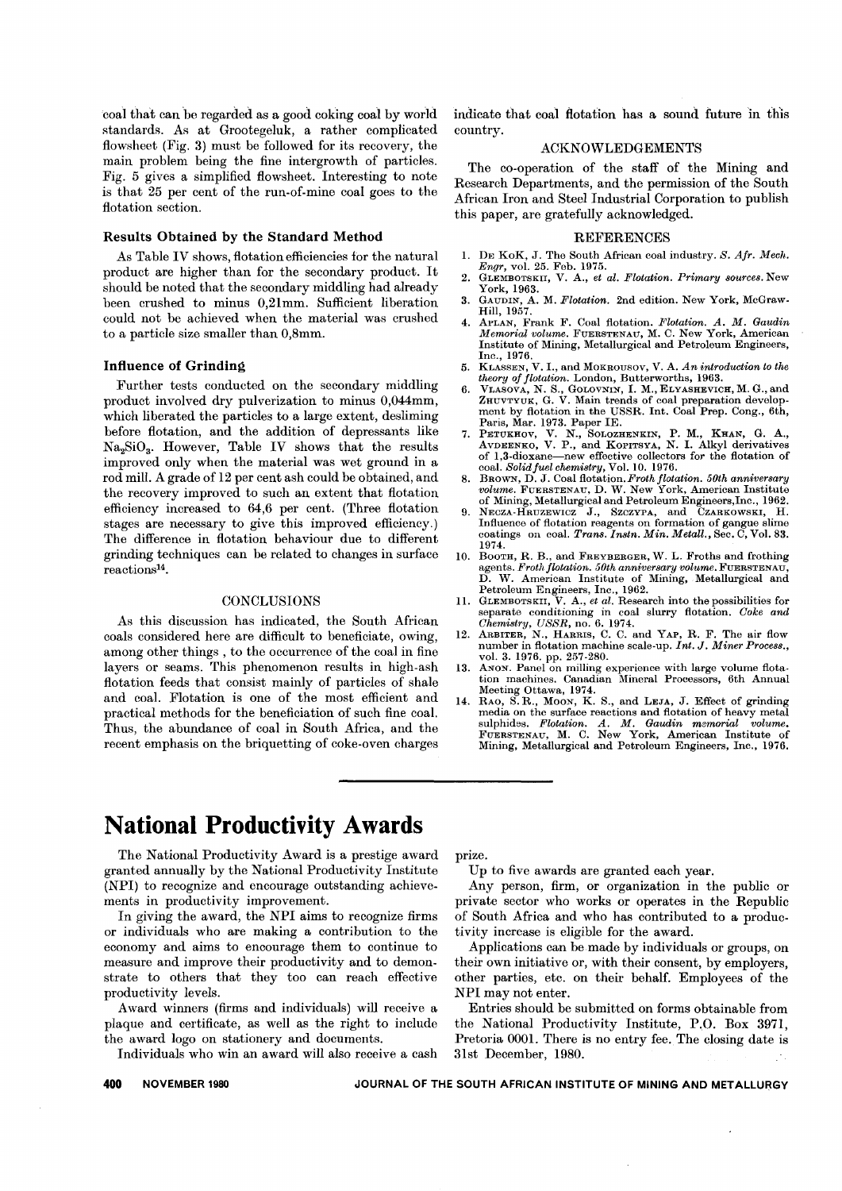coal that can be regarded as a good coking coal by world standards. As at Grootegeluk, a rather complicated flowsheet (Fig. 3) must be followed for its recovery, the main problem being the fine intergrowth of particles. Fig. 5 gives a simplified flowsheet. Interesting to note is that 25 per cent of the run-of-mine coal goes to the flotation section.

### Results Obtained by the Standard Method

As Table IV shows, flotation efficiencies for the natural product are higher than for the secondary product. It should be noted that the secondary middling had already been crushed to minus 0,21mm. Sufficient liberation could not be achieved when the material was crushed to a particle size smaller than 0,8mm.

### Influence of Grinding

Further tests conducted on the secondary middling product involved dry pulverization to minus 0,044mm, which liberated the particles to a large extent, desliming before flotation, and the addition of depressants like $Na_2SiO_3$. However, Table IV shows that the results improved only when the material was wet ground in a rod mill. A grade of 12 per cent ash could be obtained, and the recovery improved to such an extent that flotation efficiency increased to 64,6 per cent. (Three flotation stages are necessary to give this improved efficiency.) The difference in flotation behaviour due to different grinding techniques can be related to changes in surface reactions[14].

## CONCLUSIONS

As this discussion has indicated, the South African coals considered here are difficult to beneficiate, owing, among other things , to the occurrence of the coal in fine layers or seams. This phenomenon results in high-ash flotation feeds that consist mainly of particles of shale and coal. Flotation is one of the most efficient and practical methods for the beneficiation of such fine coal. Thus, the abundance of coal in South Africa, and the recent emphasis on the briquetting of coke-oven charges indicate that coal flotation has a sound future in this country.

## ACKNOWLEDGEMENTS

The co-operation of the staff of the Mining and Research Departments, and the permission of the South African Iron and Steel Industrial Corporation to publish this paper, are gratefully acknowledged.

## REFERENCES

1. De Kok, J. The South African coal industry. *S. Afr. Mech. Engr*, vol. 25. Feb. 1975.
2. Glembotskii, V. A., *et al. Flotation. Primary sources.* New York, 1963.
3. Gaudin, A. M. *Flotation.* 2nd edition. New York, McGraw-Hill, 1957.
4. Aplan, Frank F. Coal flotation. *Flotation. A. M. Gaudin Memorial volume.* Fuerstenau, M. C. New York, American Institute of Mining, Metallurgical and Petroleum Engineers, Inc., 1976.
5. Klassen, V. I., and Mokrousov, V. A. *An introduction to the theory of flotation.* London, Butterworths, 1963.
6. Vlasova, N. S., Golovnin, I. M., Elyashevich, M. G., and Zhuvtyuk, G. V. Main trends of coal preparation development by flotation in the USSR. Int. Coal Prep. Cong., 6th, Paris, Mar. 1973. Paper IE.
7. Petukhov, V. N., Solozhenkin, P. M., Khan, G. A., Avdeenko, V. P., and Kopitsya, N. I. Alkyl derivatives of 1,3-dioxane—new effective collectors for the flotation of coal. *Solid fuel chemistry,* Vol. 10. 1976.
8. Brown, D. J. Coal flotation. *Froth flotation. 50th anniversary volume.* Fuerstenau, D. W. New York, American Institute of Mining, Metallurgical and Petroleum Engineers,Inc., 1962.
9. Necza-Hruzewicz J., Szczypa, and Czarkowski, H. Influence of flotation reagents on formation of gangue slime coatings on coal. *Trans. Instn. Min. Metall.,* Sec. C, Vol. 83. 1974.
10. Booth, R. B., and Freyberger, W. L. Froths and frothing agents. *Froth flotation. 50th anniversary volume.* Fuerstenau, D. W. American Institute of Mining, Metallurgical and Petroleum Engineers, Inc., 1962.
11. Glembotskii, V. A., *et al.* Research into the possibilities for separate conditioning in coal slurry flotation. *Coke and Chemistry, USSR,* no. 6. 1974.
12. Arbiter, N., Harris, C. C. and Yap, R. F. The air flow number in flotation machine scale-up. *Int. J. Miner Process.,* vol. 3. 1976. pp. 257-280.
13. Anon. Panel on milling experience with large volume flotation machines. Canadian Mineral Processors, 6th Annual Meeting Ottawa, 1974.
14. Rao, S. R., Moon, K. S., and Leja, J. Effect of grinding media on the surface reactions and flotation of heavy metal sulphides. *Flotation. A. M. Gaudin memorial volume.* Fuerstenau, M. C. New York, American Institute of Mining, Metallurgical and Petroleum Engineers, Inc., 1976.

# National Productivity Awards

The National Productivity Award is a prestige award granted annually by the National Productivity Institute (NPI) to recognize and encourage outstanding achievements in productivity improvement.

In giving the award, the NPI aims to recognize firms or individuals who are making a contribution to the economy and aims to encourage them to continue to measure and improve their productivity and to demonstrate to others that they too can reach effective productivity levels.

Award winners (firms and individuals) will receive a plaque and certificate, as well as the right to include the award logo on stationery and documents.

Individuals who win an award will also receive a cash prize.

Up to five awards are granted each year.

Any person, firm, or organization in the public or private sector who works or operates in the Republic of South Africa and who has contributed to a productivity increase is eligible for the award.

Applications can be made by individuals or groups, on their own initiative or, with their consent, by employers, other parties, etc. on their behalf. Employees of the NPI may not enter.

Entries should be submitted on forms obtainable from the National Productivity Institute, P.O. Box 3971, Pretoria 0001. There is no entry fee. The closing date is 31st December, 1980.